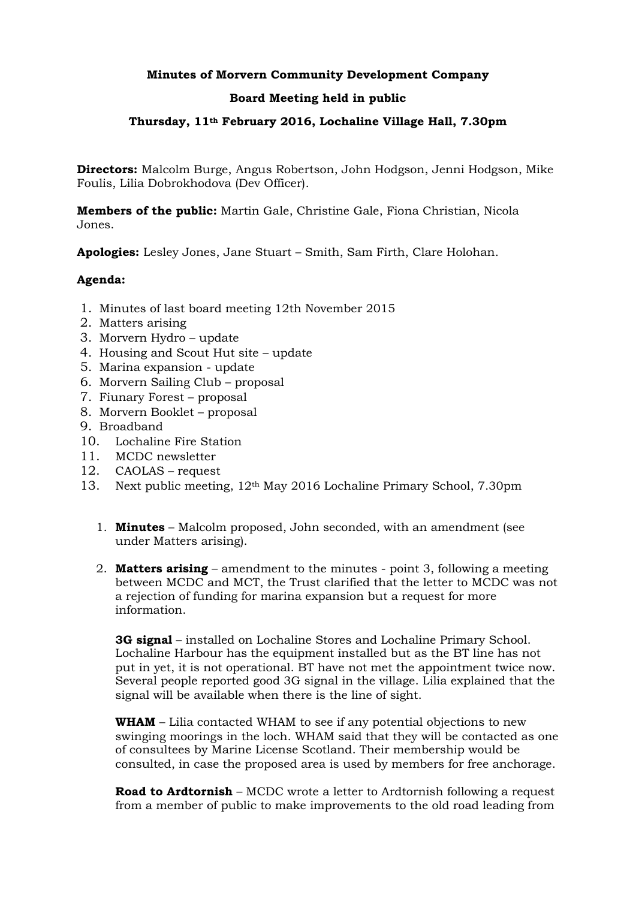**Minutes of Morvern Community Development Company**

**Board Meeting held in public**

**Thursday, 11th February 2016, Lochaline Village Hall, 7.30pm**

**Directors:** Malcolm Burge, Angus Robertson, John Hodgson, Jenni Hodgson, Mike Foulis, Lilia Dobrokhodova (Dev Officer).

**Members of the public:** Martin Gale, Christine Gale, Fiona Christian, Nicola Jones.

**Apologies:** Lesley Jones, Jane Stuart – Smith, Sam Firth, Clare Holohan.

**Agenda:**

1. Minutes of last board meeting 12th November 2015
2. Matters arising
3. Morvern Hydro – update
4. Housing and Scout Hut site – update
5. Marina expansion - update
6. Morvern Sailing Club – proposal
7. Fiunary Forest – proposal
8. Morvern Booklet – proposal
9. Broadband
10. Lochaline Fire Station
11. MCDC newsletter
12. CAOLAS – request
13. Next public meeting, 12th May 2016 Lochaline Primary School, 7.30pm

1. **Minutes** – Malcolm proposed, John seconded, with an amendment (see under Matters arising).

2. **Matters arising** – amendment to the minutes - point 3, following a meeting between MCDC and MCT, the Trust clarified that the letter to MCDC was not a rejection of funding for marina expansion but a request for more information.

   **3G signal** – installed on Lochaline Stores and Lochaline Primary School. Lochaline Harbour has the equipment installed but as the BT line has not put in yet, it is not operational. BT have not met the appointment twice now. Several people reported good 3G signal in the village. Lilia explained that the signal will be available when there is the line of sight.

   **WHAM** – Lilia contacted WHAM to see if any potential objections to new swinging moorings in the loch. WHAM said that they will be contacted as one of consultees by Marine License Scotland. Their membership would be consulted, in case the proposed area is used by members for free anchorage.

   **Road to Ardtornish** – MCDC wrote a letter to Ardtornish following a request from a member of public to make improvements to the old road leading from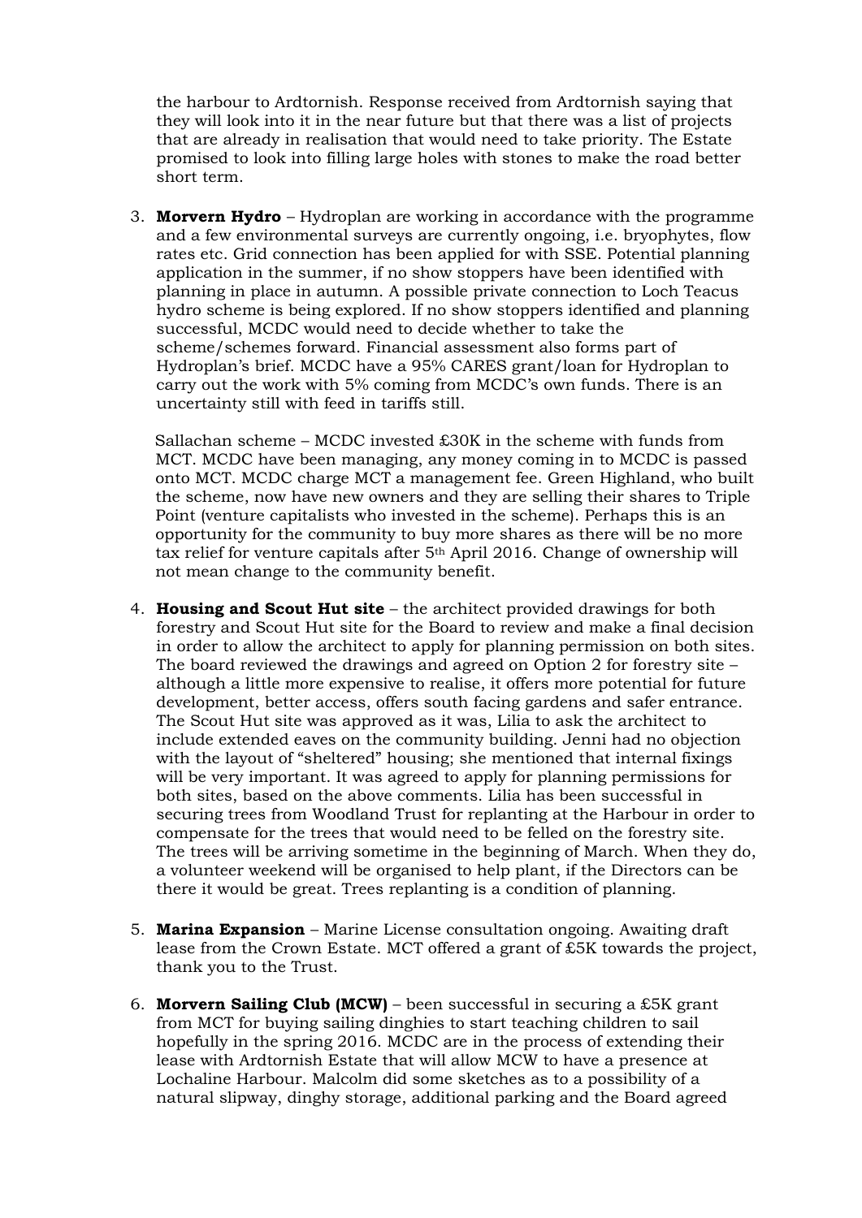the harbour to Ardtornish. Response received from Ardtornish saying that they will look into it in the near future but that there was a list of projects that are already in realisation that would need to take priority. The Estate promised to look into filling large holes with stones to make the road better short term.

3. **Morvern Hydro** – Hydroplan are working in accordance with the programme and a few environmental surveys are currently ongoing, i.e. bryophytes, flow rates etc. Grid connection has been applied for with SSE. Potential planning application in the summer, if no show stoppers have been identified with planning in place in autumn. A possible private connection to Loch Teacus hydro scheme is being explored. If no show stoppers identified and planning successful, MCDC would need to decide whether to take the scheme/schemes forward. Financial assessment also forms part of Hydroplan's brief. MCDC have a 95% CARES grant/loan for Hydroplan to carry out the work with 5% coming from MCDC's own funds. There is an uncertainty still with feed in tariffs still.

   Sallachan scheme – MCDC invested £30K in the scheme with funds from MCT. MCDC have been managing, any money coming in to MCDC is passed onto MCT. MCDC charge MCT a management fee. Green Highland, who built the scheme, now have new owners and they are selling their shares to Triple Point (venture capitalists who invested in the scheme). Perhaps this is an opportunity for the community to buy more shares as there will be no more tax relief for venture capitals after 5th April 2016. Change of ownership will not mean change to the community benefit.

4. **Housing and Scout Hut site** – the architect provided drawings for both forestry and Scout Hut site for the Board to review and make a final decision in order to allow the architect to apply for planning permission on both sites. The board reviewed the drawings and agreed on Option 2 for forestry site – although a little more expensive to realise, it offers more potential for future development, better access, offers south facing gardens and safer entrance. The Scout Hut site was approved as it was, Lilia to ask the architect to include extended eaves on the community building. Jenni had no objection with the layout of "sheltered" housing; she mentioned that internal fixings will be very important. It was agreed to apply for planning permissions for both sites, based on the above comments. Lilia has been successful in securing trees from Woodland Trust for replanting at the Harbour in order to compensate for the trees that would need to be felled on the forestry site. The trees will be arriving sometime in the beginning of March. When they do, a volunteer weekend will be organised to help plant, if the Directors can be there it would be great. Trees replanting is a condition of planning.

5. **Marina Expansion** – Marine License consultation ongoing. Awaiting draft lease from the Crown Estate. MCT offered a grant of £5K towards the project, thank you to the Trust.

6. **Morvern Sailing Club (MCW)** – been successful in securing a £5K grant from MCT for buying sailing dinghies to start teaching children to sail hopefully in the spring 2016. MCDC are in the process of extending their lease with Ardtornish Estate that will allow MCW to have a presence at Lochaline Harbour. Malcolm did some sketches as to a possibility of a natural slipway, dinghy storage, additional parking and the Board agreed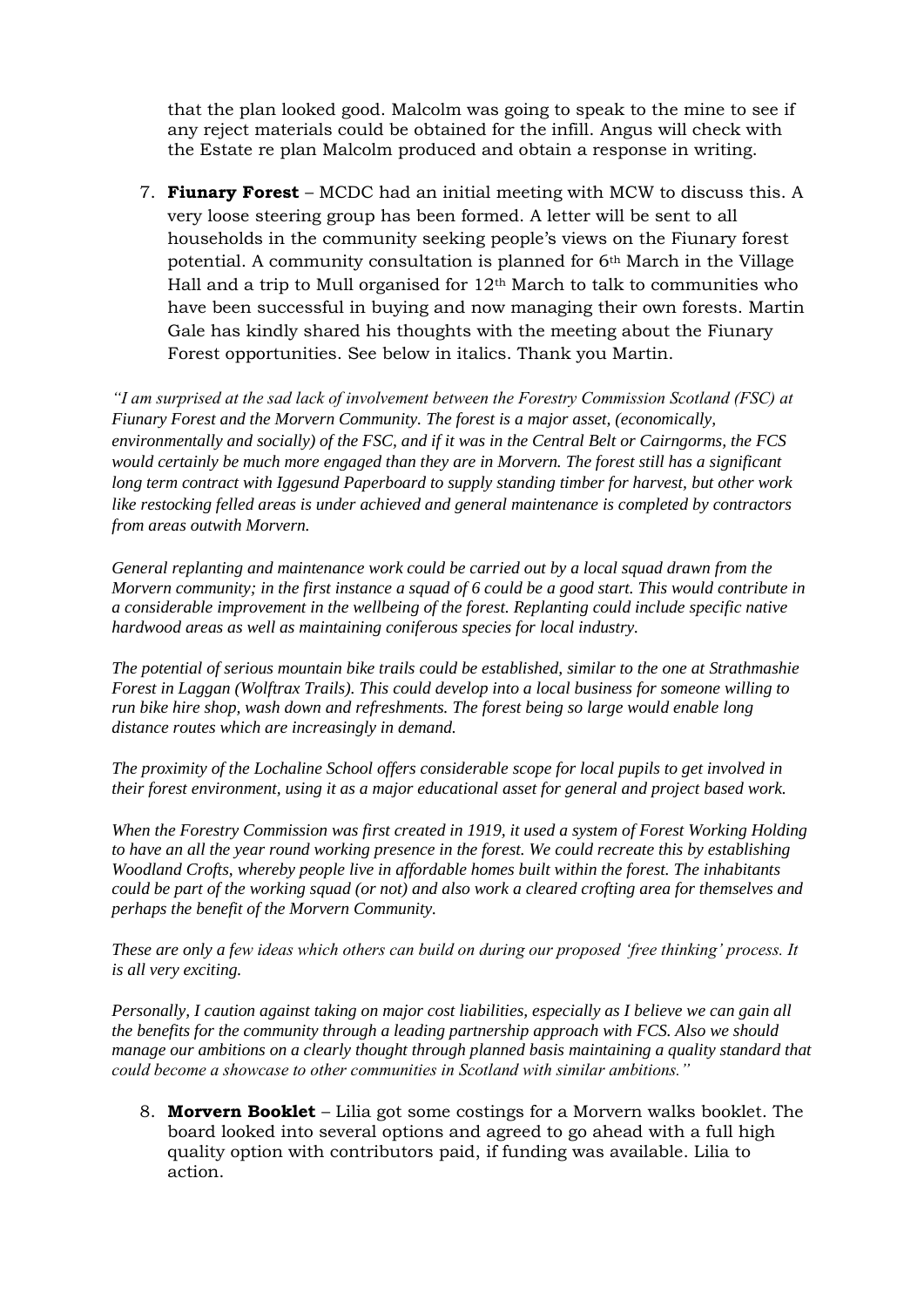that the plan looked good. Malcolm was going to speak to the mine to see if any reject materials could be obtained for the infill. Angus will check with the Estate re plan Malcolm produced and obtain a response in writing.

7. **Fiunary Forest** – MCDC had an initial meeting with MCW to discuss this. A very loose steering group has been formed. A letter will be sent to all households in the community seeking people's views on the Fiunary forest potential. A community consultation is planned for 6th March in the Village Hall and a trip to Mull organised for 12th March to talk to communities who have been successful in buying and now managing their own forests. Martin Gale has kindly shared his thoughts with the meeting about the Fiunary Forest opportunities. See below in italics. Thank you Martin.

*"I am surprised at the sad lack of involvement between the Forestry Commission Scotland (FSC) at Fiunary Forest and the Morvern Community. The forest is a major asset, (economically, environmentally and socially) of the FSC, and if it was in the Central Belt or Cairngorms, the FCS would certainly be much more engaged than they are in Morvern. The forest still has a significant long term contract with Iggesund Paperboard to supply standing timber for harvest, but other work like restocking felled areas is under achieved and general maintenance is completed by contractors from areas outwith Morvern.*

*General replanting and maintenance work could be carried out by a local squad drawn from the Morvern community; in the first instance a squad of 6 could be a good start. This would contribute in a considerable improvement in the wellbeing of the forest. Replanting could include specific native hardwood areas as well as maintaining coniferous species for local industry.*

*The potential of serious mountain bike trails could be established, similar to the one at Strathmashie Forest in Laggan (Wolftrax Trails). This could develop into a local business for someone willing to run bike hire shop, wash down and refreshments. The forest being so large would enable long distance routes which are increasingly in demand.*

*The proximity of the Lochaline School offers considerable scope for local pupils to get involved in their forest environment, using it as a major educational asset for general and project based work.*

*When the Forestry Commission was first created in 1919, it used a system of Forest Working Holding to have an all the year round working presence in the forest. We could recreate this by establishing Woodland Crofts, whereby people live in affordable homes built within the forest. The inhabitants could be part of the working squad (or not) and also work a cleared crofting area for themselves and perhaps the benefit of the Morvern Community.*

*These are only a few ideas which others can build on during our proposed 'free thinking' process. It is all very exciting.*

*Personally, I caution against taking on major cost liabilities, especially as I believe we can gain all the benefits for the community through a leading partnership approach with FCS. Also we should manage our ambitions on a clearly thought through planned basis maintaining a quality standard that could become a showcase to other communities in Scotland with similar ambitions."*

8. **Morvern Booklet** – Lilia got some costings for a Morvern walks booklet. The board looked into several options and agreed to go ahead with a full high quality option with contributors paid, if funding was available. Lilia to action.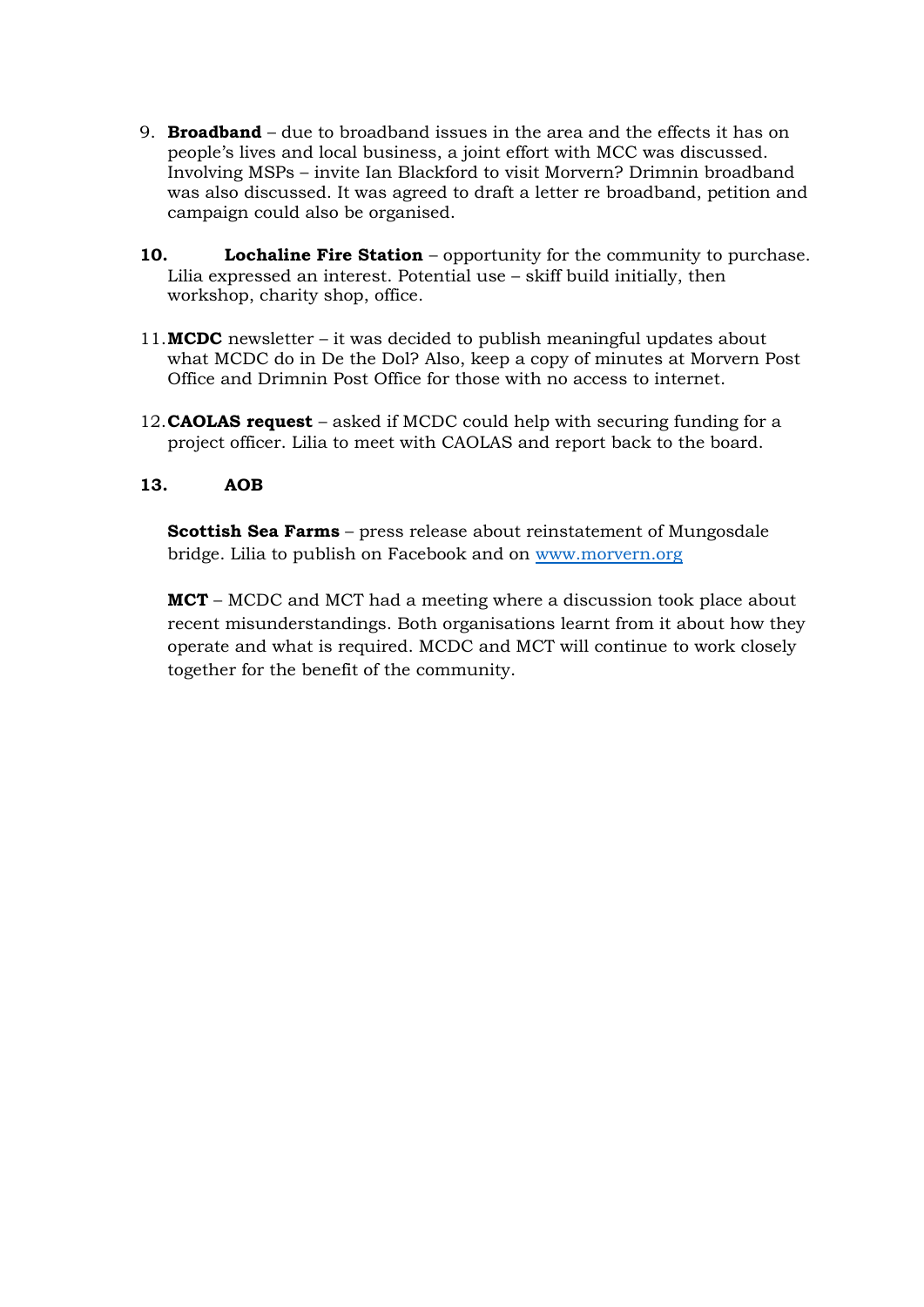9. **Broadband** – due to broadband issues in the area and the effects it has on people's lives and local business, a joint effort with MCC was discussed. Involving MSPs – invite Ian Blackford to visit Morvern? Drimnin broadband was also discussed. It was agreed to draft a letter re broadband, petition and campaign could also be organised.

10. **Lochaline Fire Station** – opportunity for the community to purchase. Lilia expressed an interest. Potential use – skiff build initially, then workshop, charity shop, office.

11. **MCDC** newsletter – it was decided to publish meaningful updates about what MCDC do in De the Dol? Also, keep a copy of minutes at Morvern Post Office and Drimnin Post Office for those with no access to internet.

12. **CAOLAS request** – asked if MCDC could help with securing funding for a project officer. Lilia to meet with CAOLAS and report back to the board.

13. **AOB**

**Scottish Sea Farms** – press release about reinstatement of Mungosdale bridge. Lilia to publish on Facebook and on [www.morvern.org](http://www.morvern.org)

**MCT** – MCDC and MCT had a meeting where a discussion took place about recent misunderstandings. Both organisations learnt from it about how they operate and what is required. MCDC and MCT will continue to work closely together for the benefit of the community.